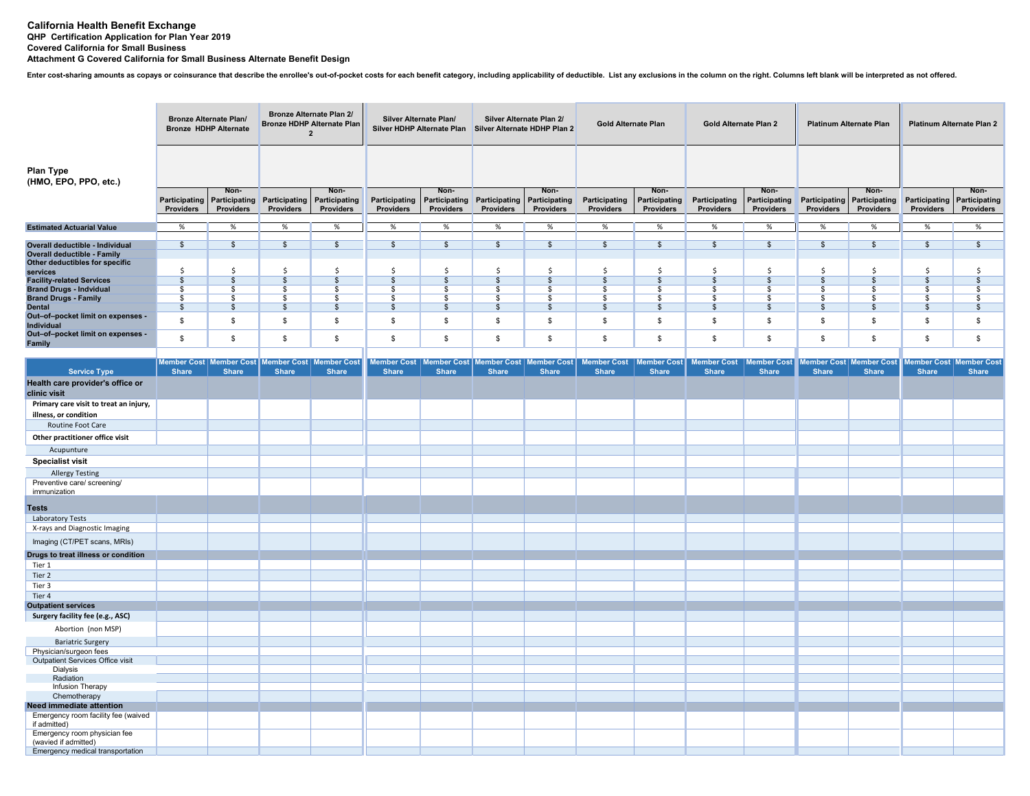**California Health Benefit Exchange**
**QHP Certification Application for Plan Year 2019**
**Covered California for Small Business**
**Attachment G Covered California for Small Business Alternate Benefit Design**

**Enter cost-sharing amounts as copays or coinsurance that describe the enrollee's out-of-pocket costs for each benefit category, including applicability of deductible. List any exclusions in the column on the right. Columns left blank will be interpreted as not offered.**

| | Bronze Alternate Plan/ Bronze HDHP Alternate | | Bronze Alternate Plan 2/ Bronze HDHP Alternate Plan 2 | | Silver Alternate Plan/ Silver HDHP Alternate Plan | | Silver Alternate Plan 2/ Silver Alternate HDHP Plan 2 | | Gold Alternate Plan | | Gold Alternate Plan 2 | | Platinum Alternate Plan | | Platinum Alternate Plan 2 | |
|---|---|---|---|---|---|---|---|---|---|---|---|---|---|---|---|---|
| **Plan Type (HMO, EPO, PPO, etc.)** | | | | | | | | | | | | | | | | |
| | Participating Providers | Non-Participating Providers | Participating Providers | Non-Participating Providers | Participating Providers | Non-Participating Providers | Participating Providers | Non-Participating Providers | Participating Providers | Non-Participating Providers | Participating Providers | Non-Participating Providers | Participating Providers | Non-Participating Providers | Participating Providers | Non-Participating Providers |
| **Estimated Actuarial Value** | % | % | % | % | % | % | % | % | % | % | % | % | % | % | % | % |
| **Overall deductible - Individual** | $ | $ | $ | $ | $ | $ | $ | $ | $ | $ | $ | $ | $ | $ | $ | $ |
| **Overall deductible - Family** | | | | | | | | | | | | | | | | |
| **Other deductibles for specific services** | $ | $ | $ | $ | $ | $ | $ | $ | $ | $ | $ | $ | $ | $ | $ | $ |
| **Facility-related Services** | $ | $ | $ | $ | $ | $ | $ | $ | $ | $ | $ | $ | $ | $ | $ | $ |
| **Brand Drugs - Indvidual** | $ | $ | $ | $ | $ | $ | $ | $ | $ | $ | $ | $ | $ | $ | $ | $ |
| **Brand Drugs - Family** | $ | $ | $ | $ | $ | $ | $ | $ | $ | $ | $ | $ | $ | $ | $ | $ |
| **Dental** | $ | $ | $ | $ | $ | $ | $ | $ | $ | $ | $ | $ | $ | $ | $ | $ |
| **Out–of–pocket limit on expenses - Individual** | $ | $ | $ | $ | $ | $ | $ | $ | $ | $ | $ | $ | $ | $ | $ | $ |
| **Out–of–pocket limit on expenses - Family** | $ | $ | $ | $ | $ | $ | $ | $ | $ | $ | $ | $ | $ | $ | $ | $ |
| **Service Type** | Member Cost Share | Member Cost Share | Member Cost Share | Member Cost Share | Member Cost Share | Member Cost Share | Member Cost Share | Member Cost Share | Member Cost Share | Member Cost Share | Member Cost Share | Member Cost Share | Member Cost Share | Member Cost Share | Member Cost Share | Member Cost Share |
| **Health care provider's office or clinic visit** | | | | | | | | | | | | | | | | |
| **Primary care visit to treat an injury, illness, or condition** | | | | | | | | | | | | | | | | |
| Routine Foot Care | | | | | | | | | | | | | | | | |
| **Other practitioner office visit** | | | | | | | | | | | | | | | | |
| Acupunture | | | | | | | | | | | | | | | | |
| **Specialist visit** | | | | | | | | | | | | | | | | |
| Allergy Testing | | | | | | | | | | | | | | | | |
| Preventive care/ screening/ immunization | | | | | | | | | | | | | | | | |
| **Tests** | | | | | | | | | | | | | | | | |
| Laboratory Tests | | | | | | | | | | | | | | | | |
| X-rays and Diagnostic Imaging | | | | | | | | | | | | | | | | |
| Imaging (CT/PET scans, MRIs) | | | | | | | | | | | | | | | | |
| **Drugs to treat illness or condition** | | | | | | | | | | | | | | | | |
| Tier 1 | | | | | | | | | | | | | | | | |
| Tier 2 | | | | | | | | | | | | | | | | |
| Tier 3 | | | | | | | | | | | | | | | | |
| Tier 4 | | | | | | | | | | | | | | | | |
| **Outpatient services** | | | | | | | | | | | | | | | | |
| **Surgery facility fee (e.g., ASC)** | | | | | | | | | | | | | | | | |
| Abortion (non MSP) | | | | | | | | | | | | | | | | |
| Bariatric Surgery | | | | | | | | | | | | | | | | |
| Physician/surgeon fees | | | | | | | | | | | | | | | | |
| Outpatient Services Office visit | | | | | | | | | | | | | | | | |
| Dialysis | | | | | | | | | | | | | | | | |
| Radiation | | | | | | | | | | | | | | | | |
| Infusion Therapy | | | | | | | | | | | | | | | | |
| Chemotherapy | | | | | | | | | | | | | | | | |
| **Need immediate attention** | | | | | | | | | | | | | | | | |
| Emergency room facility fee (waived if admitted) | | | | | | | | | | | | | | | | |
| Emergency room physician fee (wavied if admitted) | | | | | | | | | | | | | | | | |
| Emergency medical transportation | | | | | | | | | | | | | | | | |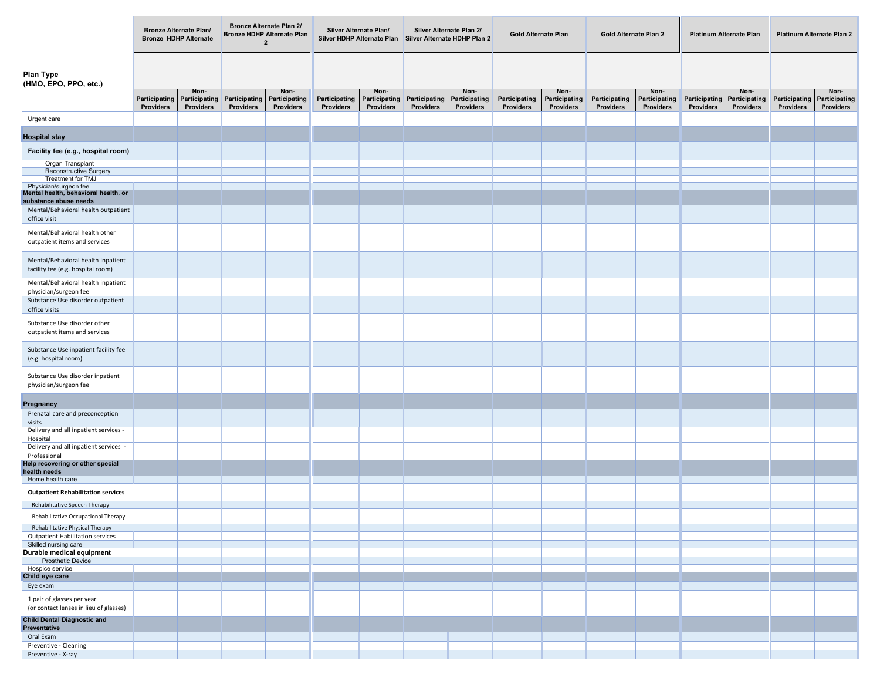| Plan Type (HMO, EPO, PPO, etc.) | Bronze Alternate Plan/ Bronze HDHP Alternate | | Bronze Alternate Plan 2/ Bronze HDHP Alternate Plan 2 | | Silver Alternate Plan/ Silver HDHP Alternate Plan | | Silver Alternate Plan 2/ Silver Alternate HDHP Plan 2 | | Gold Alternate Plan | | Gold Alternate Plan 2 | | Platinum Alternate Plan | | Platinum Alternate Plan 2 | |
|---|---|---|---|---|---|---|---|---|---|---|---|---|---|---|---|---|
| | Participating Providers | Non-Participating Providers | Participating Providers | Non-Participating Providers | Participating Providers | Non-Participating Providers | Participating Providers | Non-Participating Providers | Participating Providers | Non-Participating Providers | Participating Providers | Non-Participating Providers | Participating Providers | Non-Participating Providers | Participating Providers | Non-Participating Providers |
| Urgent care | | | | | | | | | | | | | | | | |
| **Hospital stay** | | | | | | | | | | | | | | | | |
| **Facility fee (e.g., hospital room)** | | | | | | | | | | | | | | | | |
| Organ Transplant | | | | | | | | | | | | | | | | |
| Reconstructive Surgery | | | | | | | | | | | | | | | | |
| Treatment for TMJ | | | | | | | | | | | | | | | | |
| Physician/surgeon fee | | | | | | | | | | | | | | | | |
| **Mental health, behavioral health, or substance abuse needs** | | | | | | | | | | | | | | | | |
| Mental/Behavioral health outpatient office visit | | | | | | | | | | | | | | | | |
| Mental/Behavioral health other outpatient items and services | | | | | | | | | | | | | | | | |
| Mental/Behavioral health inpatient facility fee (e.g. hospital room) | | | | | | | | | | | | | | | | |
| Mental/Behavioral health inpatient physician/surgeon fee | | | | | | | | | | | | | | | | |
| Substance Use disorder outpatient office visits | | | | | | | | | | | | | | | | |
| Substance Use disorder other outpatient items and services | | | | | | | | | | | | | | | | |
| Substance Use inpatient facility fee (e.g. hospital room) | | | | | | | | | | | | | | | | |
| Substance Use disorder inpatient physician/surgeon fee | | | | | | | | | | | | | | | | |
| **Pregnancy** | | | | | | | | | | | | | | | | |
| Prenatal care and preconception visits | | | | | | | | | | | | | | | | |
| Delivery and all inpatient services - Hospital | | | | | | | | | | | | | | | | |
| Delivery and all inpatient services - Professional | | | | | | | | | | | | | | | | |
| **Help recovering or other special health needs** | | | | | | | | | | | | | | | | |
| Home health care | | | | | | | | | | | | | | | | |
| **Outpatient Rehabilitation services** | | | | | | | | | | | | | | | | |
| Rehabilitative Speech Therapy | | | | | | | | | | | | | | | | |
| Rehabilitative Occupational Therapy | | | | | | | | | | | | | | | | |
| Rehabilitative Physical Therapy | | | | | | | | | | | | | | | | |
| Outpatient Habilitation services | | | | | | | | | | | | | | | | |
| Skilled nursing care | | | | | | | | | | | | | | | | |
| **Durable medical equipment** | | | | | | | | | | | | | | | | |
| Prosthetic Device | | | | | | | | | | | | | | | | |
| Hospice service | | | | | | | | | | | | | | | | |
| **Child eye care** | | | | | | | | | | | | | | | | |
| Eye exam | | | | | | | | | | | | | | | | |
| 1 pair of glasses per year (or contact lenses in lieu of glasses) | | | | | | | | | | | | | | | | |
| **Child Dental Diagnostic and Preventative** | | | | | | | | | | | | | | | | |
| Oral Exam | | | | | | | | | | | | | | | | |
| Preventive - Cleaning | | | | | | | | | | | | | | | | |
| Preventive - X-ray | | | | | | | | | | | | | | | | |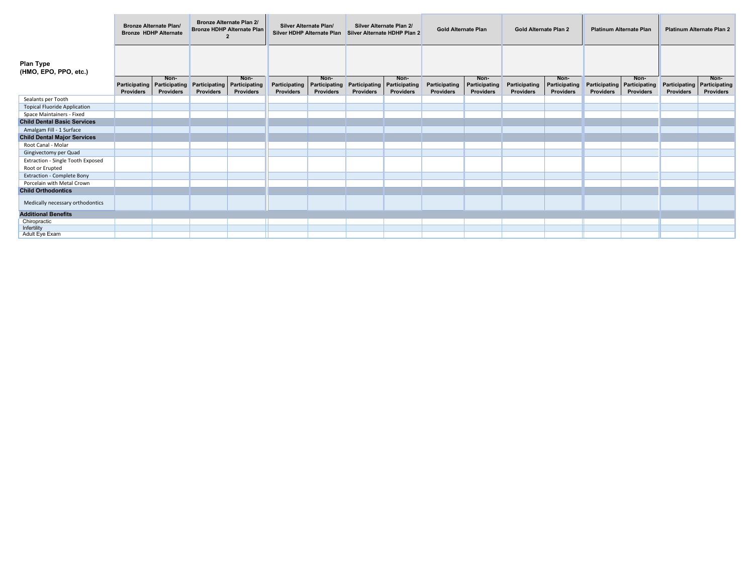| Plan Type (HMO, EPO, PPO, etc.) | Bronze Alternate Plan/ Bronze HDHP Alternate | | Bronze Alternate Plan 2/ Bronze HDHP Alternate Plan 2 | | Silver Alternate Plan/ Silver HDHP Alternate Plan | | Silver Alternate Plan 2/ Silver Alternate HDHP Plan 2 | | Gold Alternate Plan | | Gold Alternate Plan 2 | | Platinum Alternate Plan | | Platinum Alternate Plan 2 | |
|---|---|---|---|---|---|---|---|---|---|---|---|---|---|---|---|---|
| | | | | | | | | | | | | | | | | |
| | Participating Providers | Non-Participating Providers | Participating Providers | Non-Participating Providers | Participating Providers | Non-Participating Providers | Participating Providers | Non-Participating Providers | Participating Providers | Non-Participating Providers | Participating Providers | Non-Participating Providers | Participating Providers | Non-Participating Providers | Participating Providers | Non-Participating Providers |
| Sealants per Tooth | | | | | | | | | | | | | | | | |
| Topical Fluoride Application | | | | | | | | | | | | | | | | |
| Space Maintainers - Fixed | | | | | | | | | | | | | | | | |
| **Child Dental Basic Services** | | | | | | | | | | | | | | | | |
| Amalgam Fill - 1 Surface | | | | | | | | | | | | | | | | |
| **Child Dental Major Services** | | | | | | | | | | | | | | | | |
| Root Canal - Molar | | | | | | | | | | | | | | | | |
| Gingivectomy per Quad | | | | | | | | | | | | | | | | |
| Extraction - Single Tooth Exposed Root or Erupted | | | | | | | | | | | | | | | | |
| Extraction - Complete Bony | | | | | | | | | | | | | | | | |
| Porcelain with Metal Crown | | | | | | | | | | | | | | | | |
| **Child Orthodontics** | | | | | | | | | | | | | | | | |
| Medically necessary orthodontics | | | | | | | | | | | | | | | | |
| **Additional Benefits** | | | | | | | | | | | | | | | | |
| Chiropractic | | | | | | | | | | | | | | | | |
| Infertility | | | | | | | | | | | | | | | | |
| Adult Eye Exam | | | | | | | | | | | | | | | | |